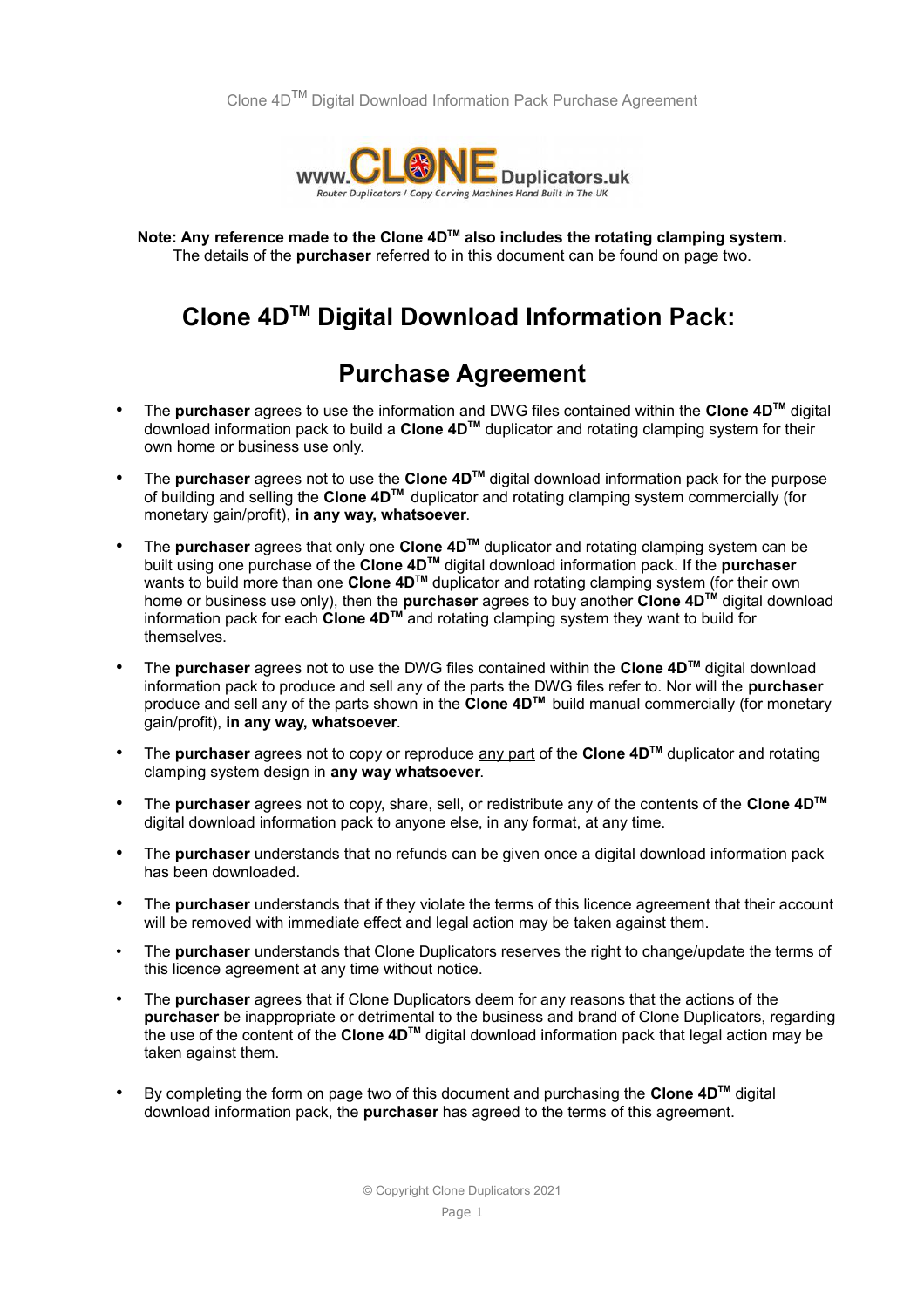Clone 4D™ Digital Download Information Pack Purchase Agreement

**Note: Any reference made to the Clone 4D™ also includes the rotating clamping system.**
The details of the **purchaser** referred to in this document can be found on page two.

# Clone 4D™ Digital Download Information Pack:

## Purchase Agreement

- The **purchaser** agrees to use the information and DWG files contained within the **Clone 4D™** digital download information pack to build a **Clone 4D™** duplicator and rotating clamping system for their own home or business use only.
- The **purchaser** agrees not to use the **Clone 4D™** digital download information pack for the purpose of building and selling the **Clone 4D™** duplicator and rotating clamping system commercially (for monetary gain/profit), **in any way, whatsoever**.
- The **purchaser** agrees that only one **Clone 4D™** duplicator and rotating clamping system can be built using one purchase of the **Clone 4D™** digital download information pack. If the **purchaser** wants to build more than one **Clone 4D™** duplicator and rotating clamping system (for their own home or business use only), then the **purchaser** agrees to buy another **Clone 4D™** digital download information pack for each **Clone 4D™** and rotating clamping system they want to build for themselves.
- The **purchaser** agrees not to use the DWG files contained within the **Clone 4D™** digital download information pack to produce and sell any of the parts the DWG files refer to. Nor will the **purchaser** produce and sell any of the parts shown in the **Clone 4D™** build manual commercially (for monetary gain/profit), **in any way, whatsoever**.
- The **purchaser** agrees not to copy or reproduce any part of the **Clone 4D™** duplicator and rotating clamping system design in **any way whatsoever**.
- The **purchaser** agrees not to copy, share, sell, or redistribute any of the contents of the **Clone 4D™** digital download information pack to anyone else, in any format, at any time.
- The **purchaser** understands that no refunds can be given once a digital download information pack has been downloaded.
- The **purchaser** understands that if they violate the terms of this licence agreement that their account will be removed with immediate effect and legal action may be taken against them.
- The **purchaser** understands that Clone Duplicators reserves the right to change/update the terms of this licence agreement at any time without notice.
- The **purchaser** agrees that if Clone Duplicators deem for any reasons that the actions of the **purchaser** be inappropriate or detrimental to the business and brand of Clone Duplicators, regarding the use of the content of the **Clone 4D™** digital download information pack that legal action may be taken against them.
- By completing the form on page two of this document and purchasing the **Clone 4D™** digital download information pack, the **purchaser** has agreed to the terms of this agreement.

© Copyright Clone Duplicators 2021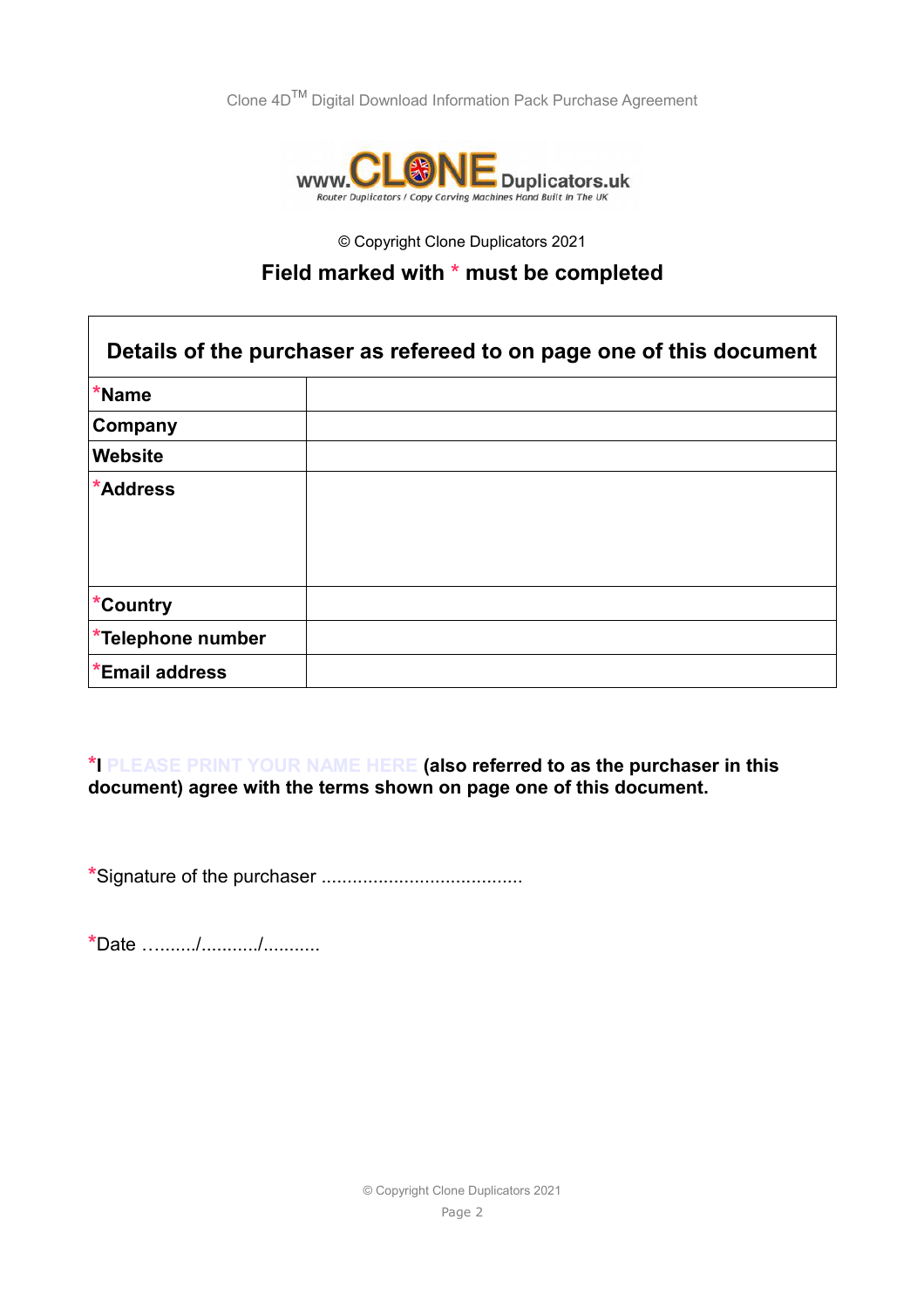Clone 4D™ Digital Download Information Pack Purchase Agreement

© Copyright Clone Duplicators 2021

## Field marked with * must be completed

| Details of the purchaser as refereed to on page one of this document | |
|---|---|
| *Name | |
| Company | |
| Website | |
| *Address | |
| *Country | |
| *Telephone number | |
| *Email address | |

***I PLEASE PRINT YOUR NAME HERE (also referred to as the purchaser in this document) agree with the terms shown on page one of this document.**

*Signature of the purchaser ......................................

*Date ….……/.........../...........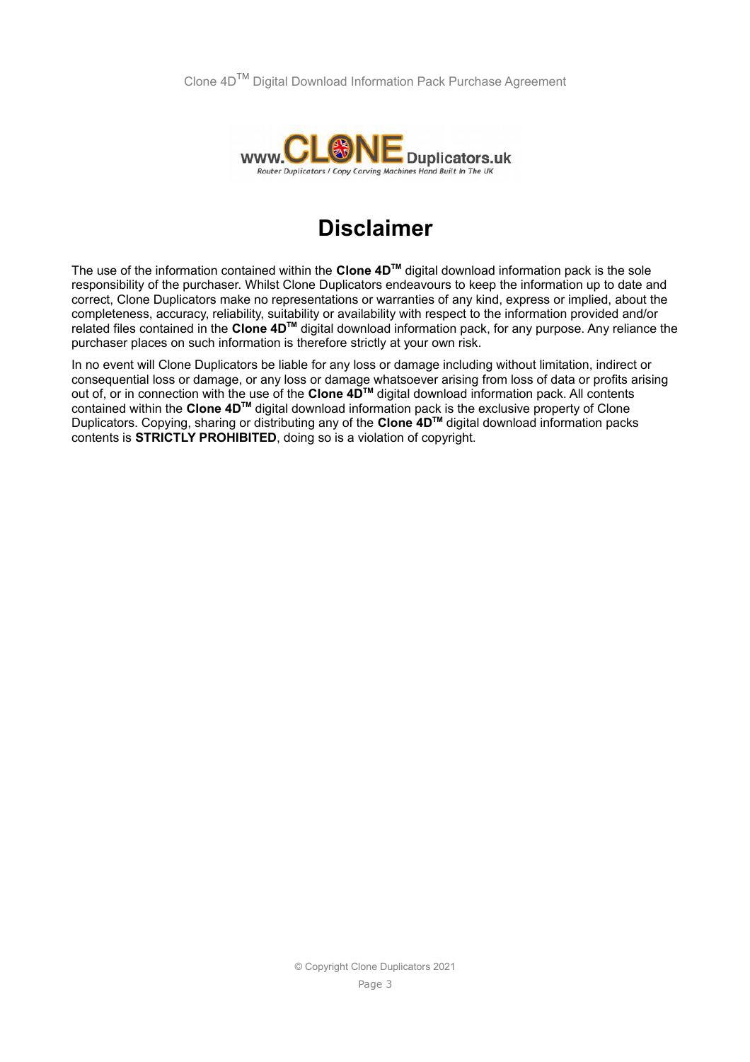# Disclaimer

The use of the information contained within the **Clone 4D™** digital download information pack is the sole responsibility of the purchaser. Whilst Clone Duplicators endeavours to keep the information up to date and correct, Clone Duplicators make no representations or warranties of any kind, express or implied, about the completeness, accuracy, reliability, suitability or availability with respect to the information provided and/or related files contained in the **Clone 4D™** digital download information pack, for any purpose. Any reliance the purchaser places on such information is therefore strictly at your own risk.

In no event will Clone Duplicators be liable for any loss or damage including without limitation, indirect or consequential loss or damage, or any loss or damage whatsoever arising from loss of data or profits arising out of, or in connection with the use of the **Clone 4D™** digital download information pack. All contents contained within the **Clone 4D™** digital download information pack is the exclusive property of Clone Duplicators. Copying, sharing or distributing any of the **Clone 4D™** digital download information packs contents is **STRICTLY PROHIBITED**, doing so is a violation of copyright.